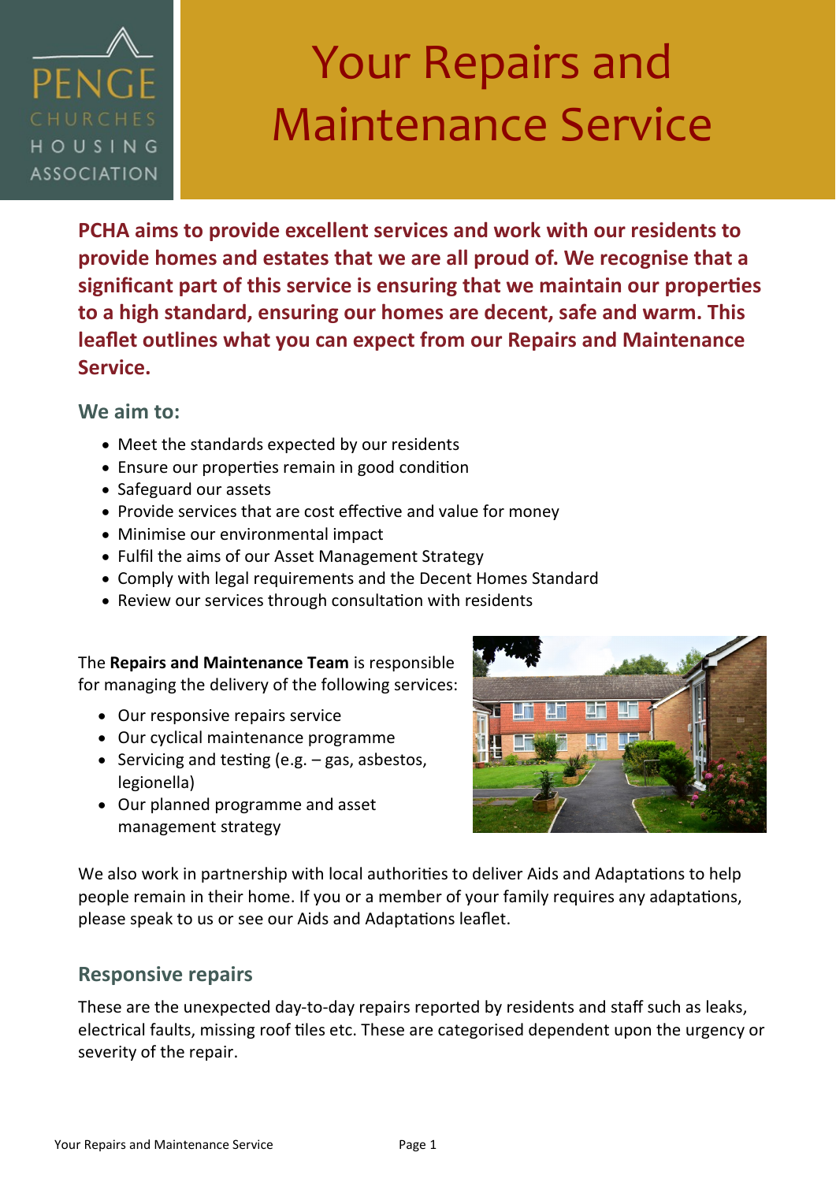PENGE CHURCHES HOUSING ASSOCIATION

# Your Repairs and Maintenance Service

**PCHA aims to provide excellent services and work with our residents to provide homes and estates that we are all proud of. We recognise that a significant part of this service is ensuring that we maintain our properties to a high standard, ensuring our homes are decent, safe and warm. This leaflet outlines what you can expect from our Repairs and Maintenance Service.**

## We aim to:

- Meet the standards expected by our residents
- Ensure our properties remain in good condition
- Safeguard our assets
- Provide services that are cost effective and value for money
- Minimise our environmental impact
- Fulfil the aims of our Asset Management Strategy
- Comply with legal requirements and the Decent Homes Standard
- Review our services through consultation with residents

The **Repairs and Maintenance Team** is responsible for managing the delivery of the following services:

- Our responsive repairs service
- Our cyclical maintenance programme
- Servicing and testing (e.g. – gas, asbestos, legionella)
- Our planned programme and asset management strategy

We also work in partnership with local authorities to deliver Aids and Adaptations to help people remain in their home. If you or a member of your family requires any adaptations, please speak to us or see our Aids and Adaptations leaflet.

## Responsive repairs

These are the unexpected day-to-day repairs reported by residents and staff such as leaks, electrical faults, missing roof tiles etc. These are categorised dependent upon the urgency or severity of the repair.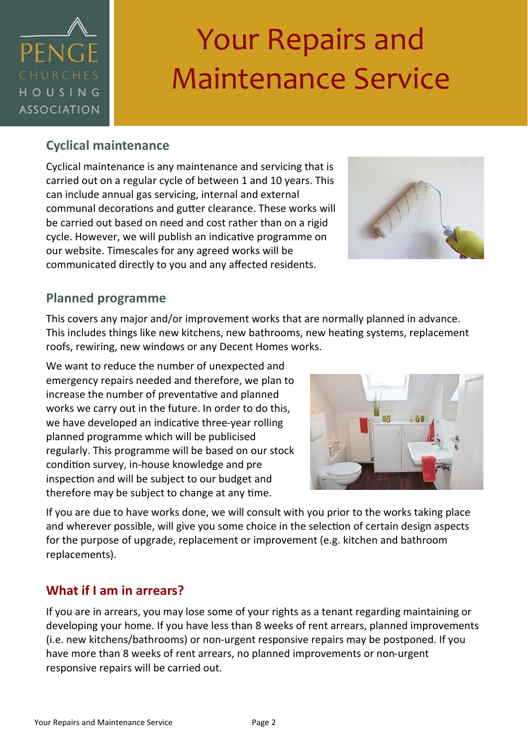# Your Repairs and Maintenance Service

## Cyclical maintenance

Cyclical maintenance is any maintenance and servicing that is carried out on a regular cycle of between 1 and 10 years. This can include annual gas servicing, internal and external communal decorations and gutter clearance. These works will be carried out based on need and cost rather than on a rigid cycle. However, we will publish an indicative programme on our website. Timescales for any agreed works will be communicated directly to you and any affected residents.

## Planned programme

This covers any major and/or improvement works that are normally planned in advance. This includes things like new kitchens, new bathrooms, new heating systems, replacement roofs, rewiring, new windows or any Decent Homes works.

We want to reduce the number of unexpected and emergency repairs needed and therefore, we plan to increase the number of preventative and planned works we carry out in the future. In order to do this, we have developed an indicative three-year rolling planned programme which will be publicised regularly. This programme will be based on our stock condition survey, in-house knowledge and pre inspection and will be subject to our budget and therefore may be subject to change at any time.

If you are due to have works done, we will consult with you prior to the works taking place and wherever possible, will give you some choice in the selection of certain design aspects for the purpose of upgrade, replacement or improvement (e.g. kitchen and bathroom replacements).

## What if I am in arrears?

If you are in arrears, you may lose some of your rights as a tenant regarding maintaining or developing your home. If you have less than 8 weeks of rent arrears, planned improvements (i.e. new kitchens/bathrooms) or non-urgent responsive repairs may be postponed. If you have more than 8 weeks of rent arrears, no planned improvements or non-urgent responsive repairs will be carried out.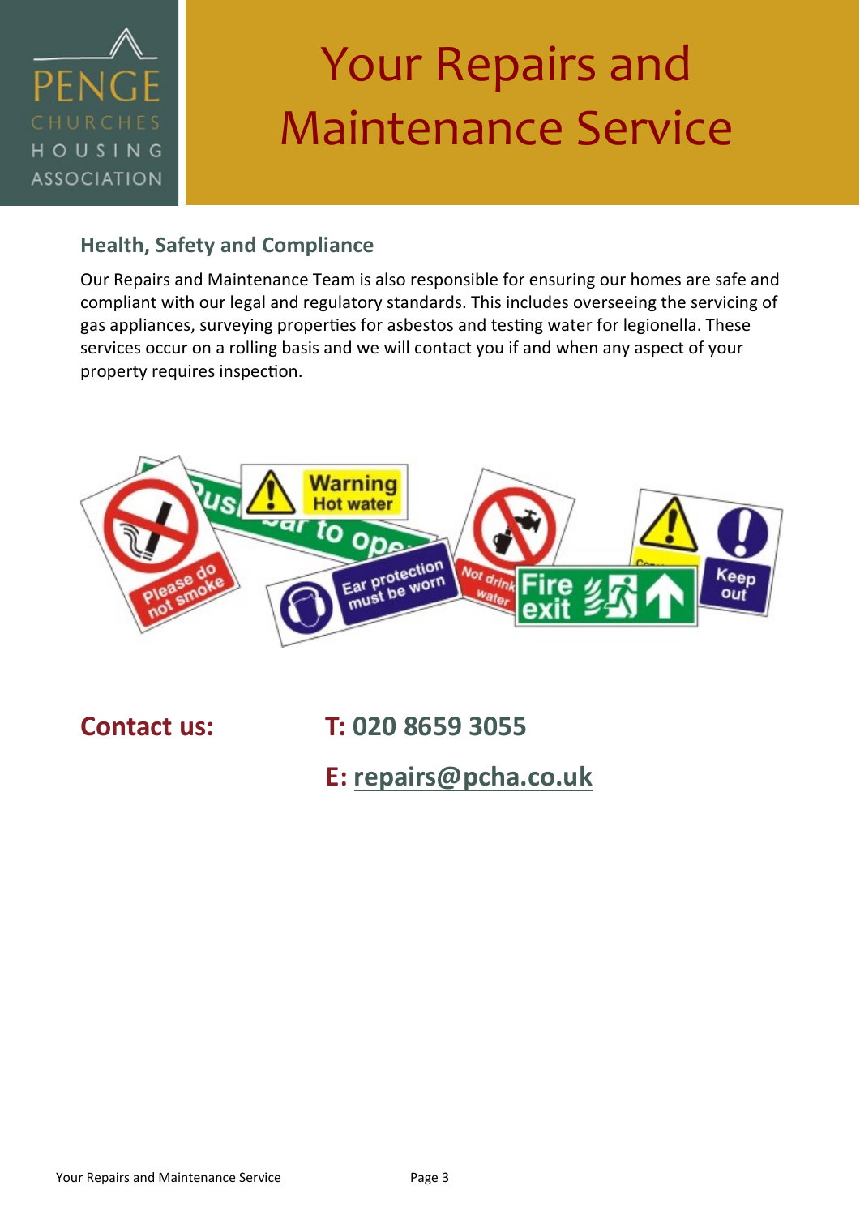PENGE CHURCHES HOUSING ASSOCIATION

# Your Repairs and Maintenance Service

## Health, Safety and Compliance

Our Repairs and Maintenance Team is also responsible for ensuring our homes are safe and compliant with our legal and regulatory standards. This includes overseeing the servicing of gas appliances, surveying properties for asbestos and testing water for legionella. These services occur on a rolling basis and we will contact you if and when any aspect of your property requires inspection.

**Contact us:** **T: 020 8659 3055**

**E: repairs@pcha.co.uk**